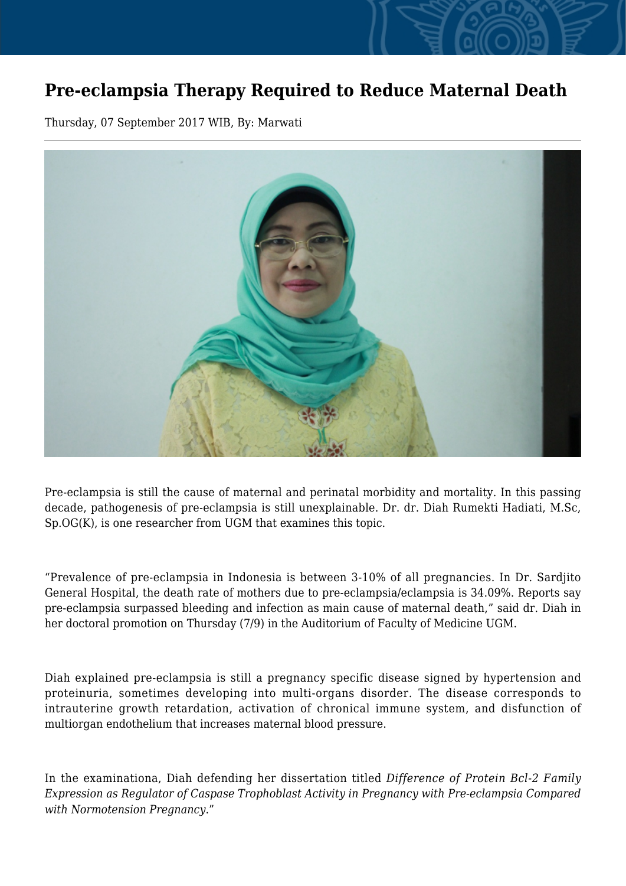# Pre-eclampsia Therapy Required to Reduce Maternal Death

Thursday, 07 September 2017 WIB, By: Marwati

Pre-eclampsia is still the cause of maternal and perinatal morbidity and mortality. In this passing decade, pathogenesis of pre-eclampsia is still unexplainable. Dr. dr. Diah Rumekti Hadiati, M.Sc, Sp.OG(K), is one researcher from UGM that examines this topic.

“Prevalence of pre-eclampsia in Indonesia is between 3-10% of all pregnancies. In Dr. Sardjito General Hospital, the death rate of mothers due to pre-eclampsia/eclampsia is 34.09%. Reports say pre-eclampsia surpassed bleeding and infection as main cause of maternal death,” said dr. Diah in her doctoral promotion on Thursday (7/9) in the Auditorium of Faculty of Medicine UGM.

Diah explained pre-eclampsia is still a pregnancy specific disease signed by hypertension and proteinuria, sometimes developing into multi-organs disorder. The disease corresponds to intrauterine growth retardation, activation of chronical immune system, and disfunction of multiorgan endothelium that increases maternal blood pressure.

In the examinationa, Diah defending her dissertation titled *Difference of Protein Bcl-2 Family Expression as Regulator of Caspase Trophoblast Activity in Pregnancy with Pre-eclampsia Compared with Normotension Pregnancy*.”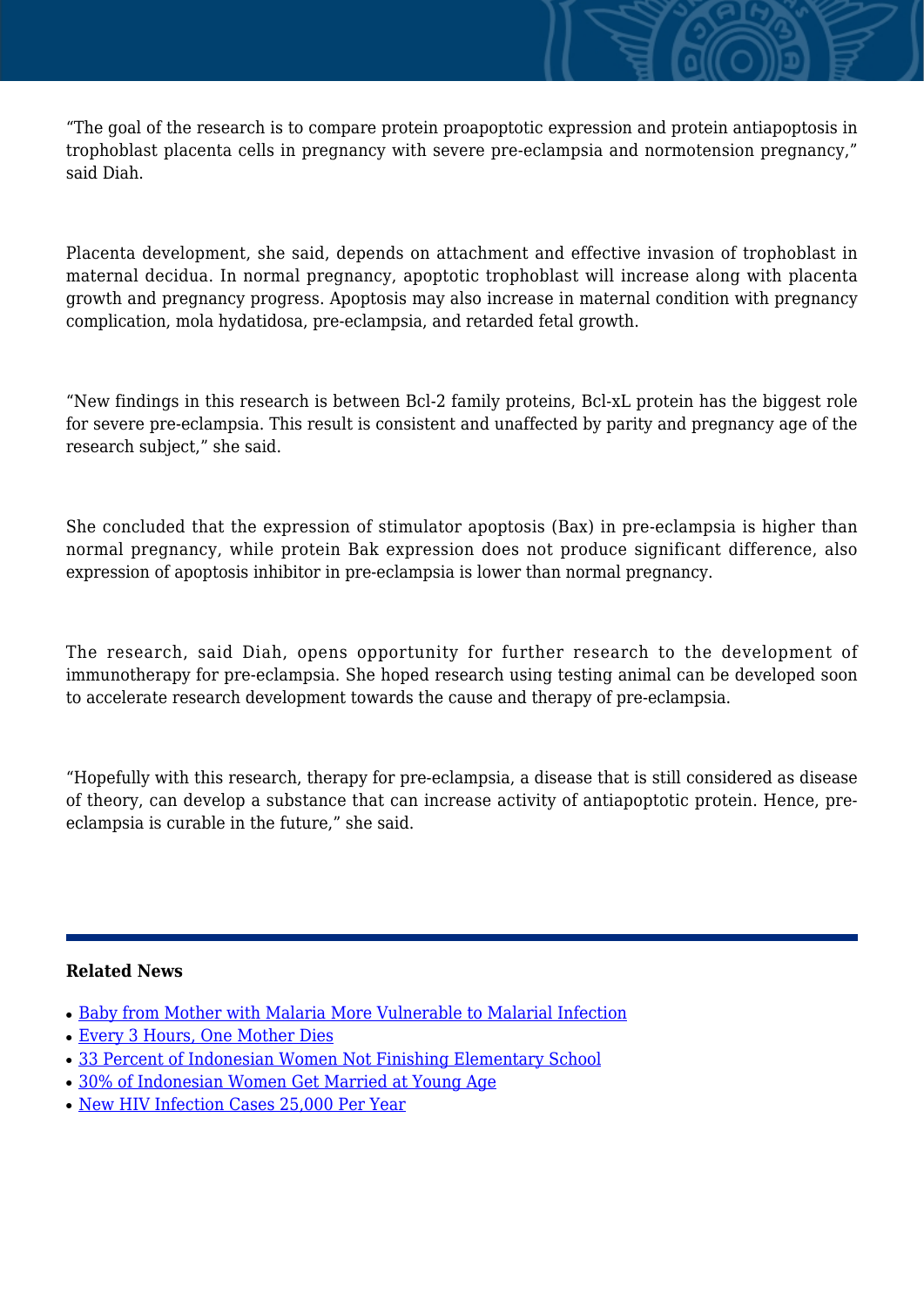"The goal of the research is to compare protein proapoptotic expression and protein antiapoptosis in trophoblast placenta cells in pregnancy with severe pre-eclampsia and normotension pregnancy," said Diah.

Placenta development, she said, depends on attachment and effective invasion of trophoblast in maternal decidua. In normal pregnancy, apoptotic trophoblast will increase along with placenta growth and pregnancy progress. Apoptosis may also increase in maternal condition with pregnancy complication, mola hydatidosa, pre-eclampsia, and retarded fetal growth.

"New findings in this research is between Bcl-2 family proteins, Bcl-xL protein has the biggest role for severe pre-eclampsia. This result is consistent and unaffected by parity and pregnancy age of the research subject," she said.

She concluded that the expression of stimulator apoptosis (Bax) in pre-eclampsia is higher than normal pregnancy, while protein Bak expression does not produce significant difference, also expression of apoptosis inhibitor in pre-eclampsia is lower than normal pregnancy.

The research, said Diah, opens opportunity for further research to the development of immunotherapy for pre-eclampsia. She hoped research using testing animal can be developed soon to accelerate research development towards the cause and therapy of pre-eclampsia.

"Hopefully with this research, therapy for pre-eclampsia, a disease that is still considered as disease of theory, can develop a substance that can increase activity of antiapoptotic protein. Hence, pre-eclampsia is curable in the future," she said.

---

### Related News

- Baby from Mother with Malaria More Vulnerable to Malarial Infection
- Every 3 Hours, One Mother Dies
- 33 Percent of Indonesian Women Not Finishing Elementary School
- 30% of Indonesian Women Get Married at Young Age
- New HIV Infection Cases 25,000 Per Year